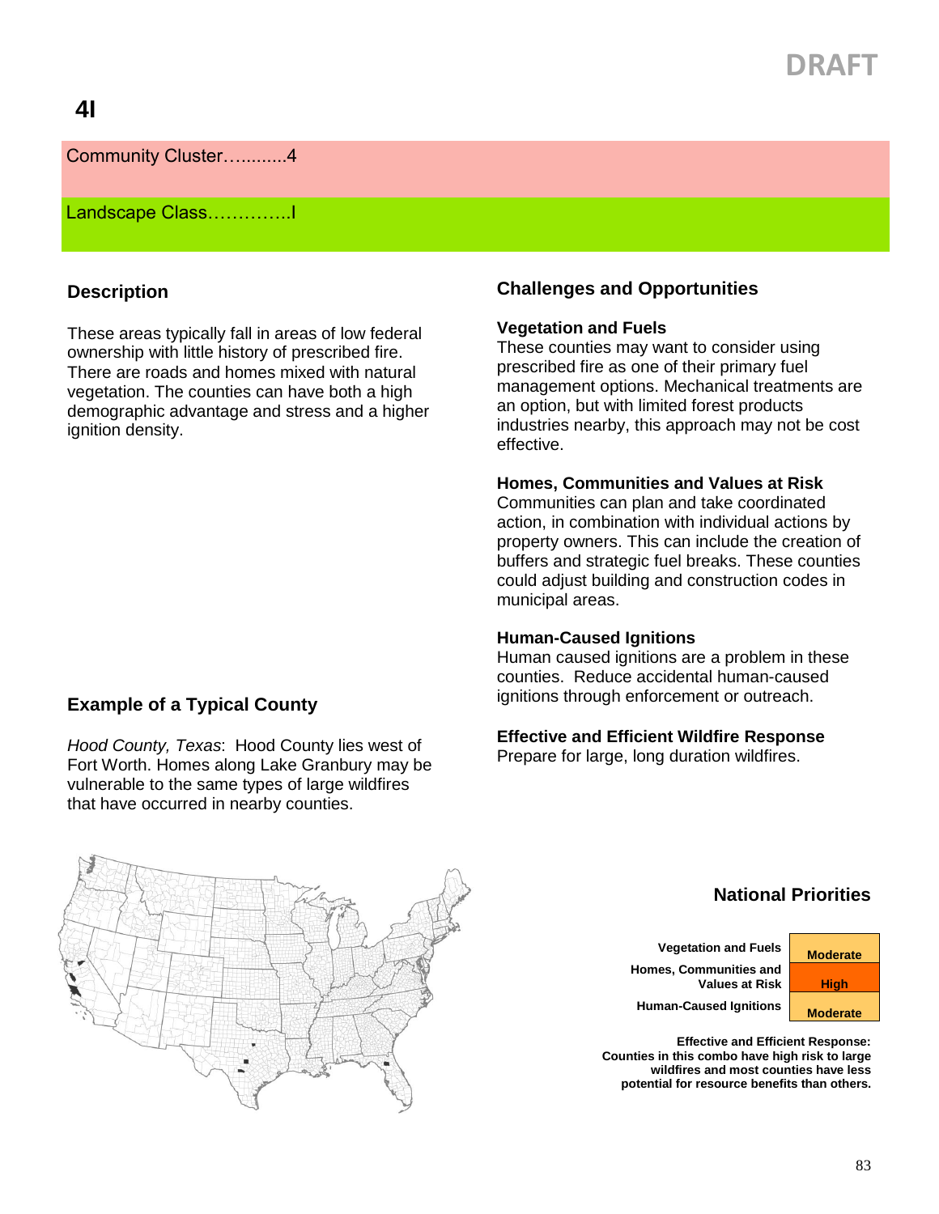DRAFT

# 4I

Community Cluster…..........4

Landscape Class…………..I

## Description

These areas typically fall in areas of low federal ownership with little history of prescribed fire. There are roads and homes mixed with natural vegetation. The counties can have both a high demographic advantage and stress and a higher ignition density.

## Example of a Typical County

*Hood County, Texas*: Hood County lies west of Fort Worth. Homes along Lake Granbury may be vulnerable to the same types of large wildfires that have occurred in nearby counties.

## Challenges and Opportunities

### Vegetation and Fuels

These counties may want to consider using prescribed fire as one of their primary fuel management options. Mechanical treatments are an option, but with limited forest products industries nearby, this approach may not be cost effective.

### Homes, Communities and Values at Risk

Communities can plan and take coordinated action, in combination with individual actions by property owners. This can include the creation of buffers and strategic fuel breaks. These counties could adjust building and construction codes in municipal areas.

### Human-Caused Ignitions

Human caused ignitions are a problem in these counties. Reduce accidental human-caused ignitions through enforcement or outreach.

### Effective and Efficient Wildfire Response

Prepare for large, long duration wildfires.

## National Priorities

| | |
|---|---|
| Vegetation and Fuels | Moderate |
| Homes, Communities and Values at Risk | High |
| Human-Caused Ignitions | Moderate |

**Effective and Efficient Response: Counties in this combo have high risk to large wildfires and most counties have less potential for resource benefits than others.**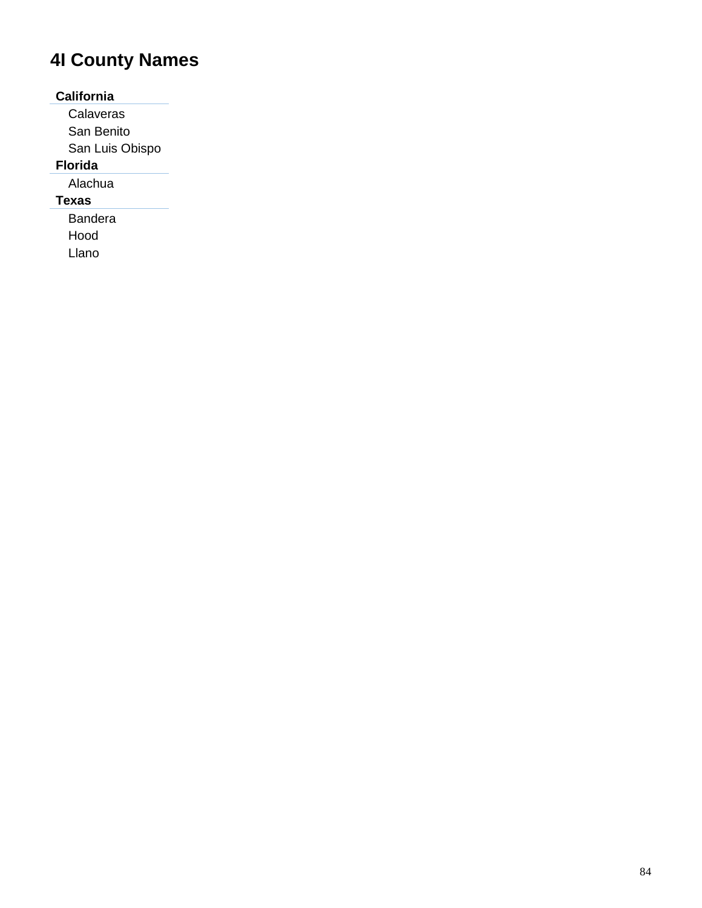# 4I County Names

**California**

- Calaveras
- San Benito
- San Luis Obispo

**Florida**

- Alachua

**Texas**

- Bandera
- Hood
- Llano